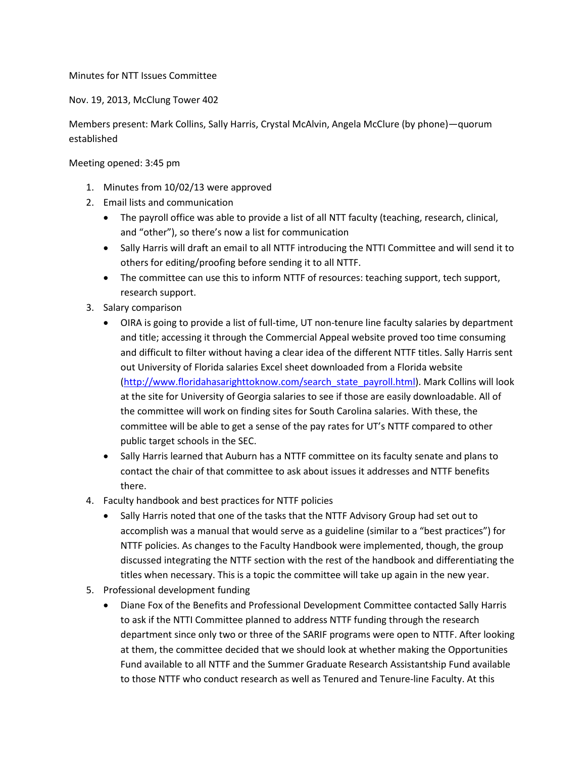Minutes for NTT Issues Committee

Nov. 19, 2013, McClung Tower 402

Members present: Mark Collins, Sally Harris, Crystal McAlvin, Angela McClure (by phone)—quorum established

Meeting opened: 3:45 pm

1. Minutes from 10/02/13 were approved
2. Email lists and communication
   - The payroll office was able to provide a list of all NTT faculty (teaching, research, clinical, and "other"), so there's now a list for communication
   - Sally Harris will draft an email to all NTTF introducing the NTTI Committee and will send it to others for editing/proofing before sending it to all NTTF.
   - The committee can use this to inform NTTF of resources: teaching support, tech support, research support.
3. Salary comparison
   - OIRA is going to provide a list of full-time, UT non-tenure line faculty salaries by department and title; accessing it through the Commercial Appeal website proved too time consuming and difficult to filter without having a clear idea of the different NTTF titles. Sally Harris sent out University of Florida salaries Excel sheet downloaded from a Florida website (http://www.floridahasarighttoknow.com/search_state_payroll.html). Mark Collins will look at the site for University of Georgia salaries to see if those are easily downloadable. All of the committee will work on finding sites for South Carolina salaries. With these, the committee will be able to get a sense of the pay rates for UT's NTTF compared to other public target schools in the SEC.
   - Sally Harris learned that Auburn has a NTTF committee on its faculty senate and plans to contact the chair of that committee to ask about issues it addresses and NTTF benefits there.
4. Faculty handbook and best practices for NTTF policies
   - Sally Harris noted that one of the tasks that the NTTF Advisory Group had set out to accomplish was a manual that would serve as a guideline (similar to a "best practices") for NTTF policies. As changes to the Faculty Handbook were implemented, though, the group discussed integrating the NTTF section with the rest of the handbook and differentiating the titles when necessary. This is a topic the committee will take up again in the new year.
5. Professional development funding
   - Diane Fox of the Benefits and Professional Development Committee contacted Sally Harris to ask if the NTTI Committee planned to address NTTF funding through the research department since only two or three of the SARIF programs were open to NTTF. After looking at them, the committee decided that we should look at whether making the Opportunities Fund available to all NTTF and the Summer Graduate Research Assistantship Fund available to those NTTF who conduct research as well as Tenured and Tenure-line Faculty. At this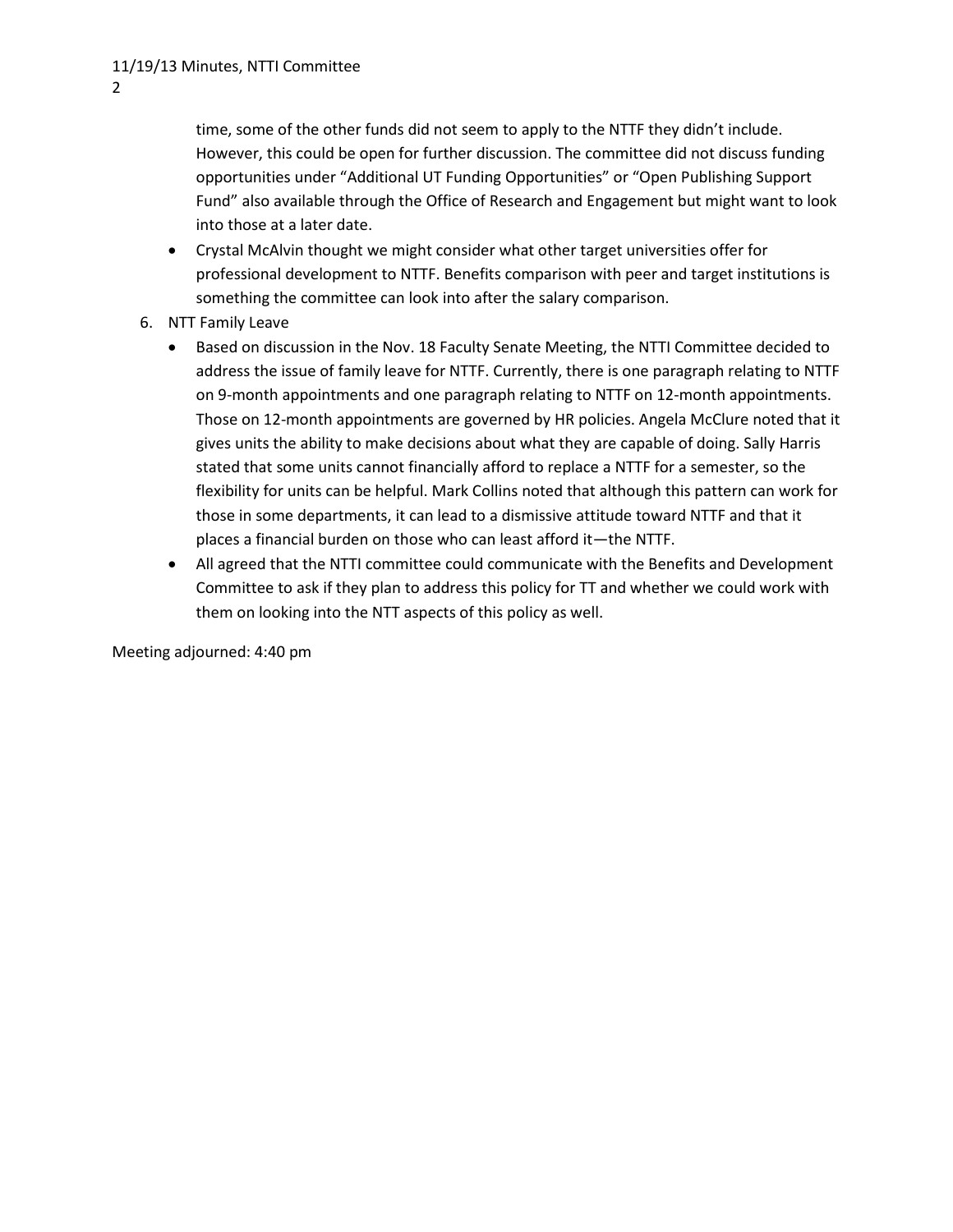time, some of the other funds did not seem to apply to the NTTF they didn't include. However, this could be open for further discussion. The committee did not discuss funding opportunities under "Additional UT Funding Opportunities" or "Open Publishing Support Fund" also available through the Office of Research and Engagement but might want to look into those at a later date.

- Crystal McAlvin thought we might consider what other target universities offer for professional development to NTTF. Benefits comparison with peer and target institutions is something the committee can look into after the salary comparison.

6. NTT Family Leave
   - Based on discussion in the Nov. 18 Faculty Senate Meeting, the NTTI Committee decided to address the issue of family leave for NTTF. Currently, there is one paragraph relating to NTTF on 9-month appointments and one paragraph relating to NTTF on 12-month appointments. Those on 12-month appointments are governed by HR policies. Angela McClure noted that it gives units the ability to make decisions about what they are capable of doing. Sally Harris stated that some units cannot financially afford to replace a NTTF for a semester, so the flexibility for units can be helpful. Mark Collins noted that although this pattern can work for those in some departments, it can lead to a dismissive attitude toward NTTF and that it places a financial burden on those who can least afford it—the NTTF.
   - All agreed that the NTTI committee could communicate with the Benefits and Development Committee to ask if they plan to address this policy for TT and whether we could work with them on looking into the NTT aspects of this policy as well.

Meeting adjourned: 4:40 pm